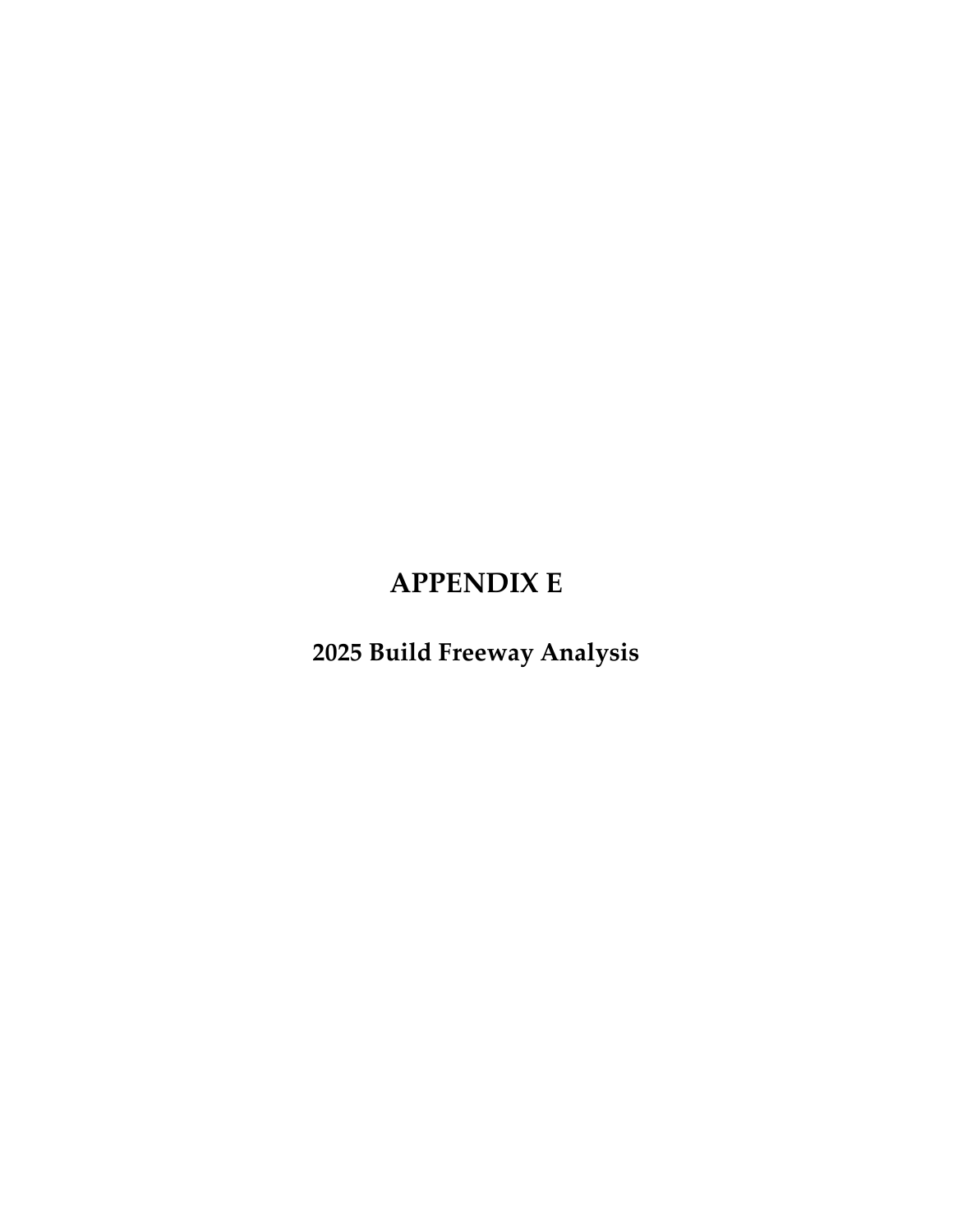# APPENDIX E

## 2025 Build Freeway Analysis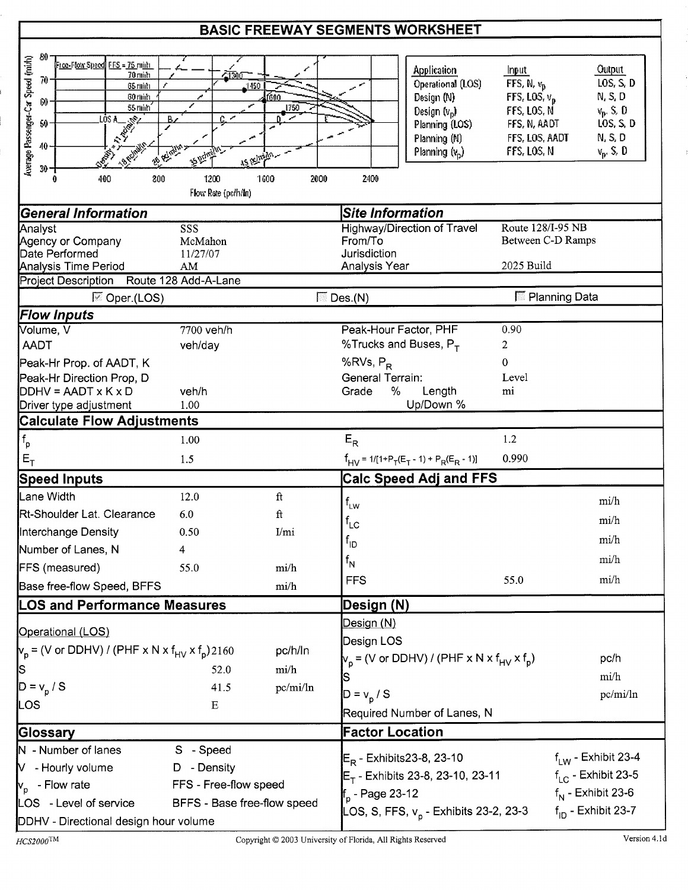# BASIC FREEWAY SEGMENTS WORKSHEET

| Application | Input | Output |
|---|---|---|
| Operational (LOS) | FFS, N, $v_p$ | LOS, S, D |
| Design (N) | FFS, LOS, $v_p$ | N, S, D |
| Design ($v_p$) | FFS, LOS, N | $v_p$, S, D |
| Planning (LOS) | FFS, N, AADT | LOS, S, D |
| Planning (N) | FFS, LOS, AADT | N, S, D |
| Planning ($v_p$) | FFS, LOS, N | $v_p$, S, D |

## General Information

| | |
|---|---|
| Analyst | SSS |
| Agency or Company | McMahon |
| Date Performed | 11/27/07 |
| Analysis Time Period | AM |

## Site Information

| | |
|---|---|
| Highway/Direction of Travel | Route 128/I-95 NB |
| From/To | Between C-D Ramps |
| Jurisdiction | |
| Analysis Year | 2025 Build |

Project Description Route 128 Add-A-Lane

☑ Oper.(LOS) ☐ Des.(N) ☐ Planning Data

## Flow Inputs

| | | | |
|---|---|---|---|
| Volume, V | 7700 veh/h | Peak-Hour Factor, PHF | 0.90 |
| AADT | veh/day | %Trucks and Buses, $P_T$ | 2 |
| Peak-Hr Prop. of AADT, K | | %RVs, $P_R$ | 0 |
| Peak-Hr Direction Prop, D | | General Terrain: | Level |
| DDHV = AADT x K x D | veh/h | Grade % Length | mi |
| Driver type adjustment | 1.00 | Up/Down % | |

## Calculate Flow Adjustments

| | | | |
|---|---|---|---|
| $f_p$ | 1.00 | $E_R$ | 1.2 |
| $E_T$ | 1.5 | $f_{HV} = 1/[1+P_T(E_T - 1) + P_R(E_R - 1)]$ | 0.990 |

## Speed Inputs

| | | |
|---|---|---|
| Lane Width | 12.0 | ft |
| Rt-Shoulder Lat. Clearance | 6.0 | ft |
| Interchange Density | 0.50 | I/mi |
| Number of Lanes, N | 4 | |
| FFS (measured) | 55.0 | mi/h |
| Base free-flow Speed, BFFS | | mi/h |

## Calc Speed Adj and FFS

| | | |
|---|---|---|
| $f_{LW}$ | | mi/h |
| $f_{LC}$ | | mi/h |
| $f_{ID}$ | | mi/h |
| $f_N$ | | mi/h |
| FFS | 55.0 | mi/h |

## LOS and Performance Measures

Operational (LOS)

| | | |
|---|---|---|
| $v_p$ = (V or DDHV) / (PHF x N x $f_{HV}$ x $f_p$) | 2160 | pc/h/ln |
| S | 52.0 | mi/h |
| D = $v_p$ / S | 41.5 | pc/mi/ln |
| LOS | E | |

## Design (N)

Design (N)

| | | |
|---|---|---|
| Design LOS | | |
| $v_p$ = (V or DDHV) / (PHF x N x $f_{HV}$ x $f_p$) | | pc/h |
| S | | mi/h |
| D = $v_p$ / S | | pc/mi/ln |
| Required Number of Lanes, N | | |

## Glossary

- N - Number of lanes
- V - Hourly volume
- $v_p$ - Flow rate
- LOS - Level of service
- DDHV - Directional design hour volume
- S - Speed
- D - Density
- FFS - Free-flow speed
- BFFS - Base free-flow speed

## Factor Location

- $E_R$ - Exhibits23-8, 23-10
- $E_T$ - Exhibits 23-8, 23-10, 23-11
- $f_p$ - Page 23-12
- LOS, S, FFS, $v_p$ - Exhibits 23-2, 23-3
- $f_{LW}$ - Exhibit 23-4
- $f_{LC}$ - Exhibit 23-5
- $f_N$ - Exhibit 23-6
- $f_{ID}$ - Exhibit 23-7

HCS2000™ Copyright © 2003 University of Florida, All Rights Reserved Version 4.1d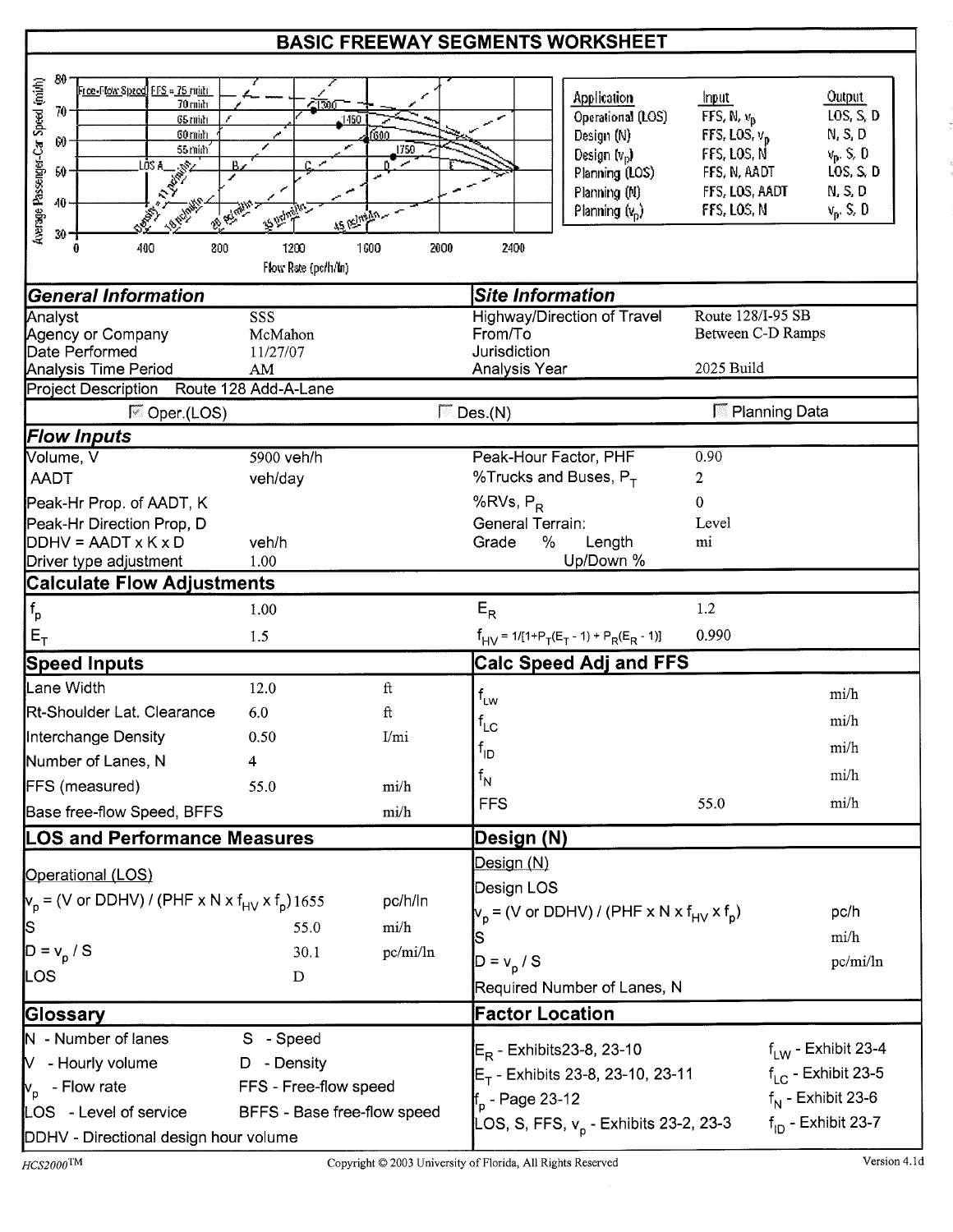# BASIC FREEWAY SEGMENTS WORKSHEET

| Application | Input | Output |
|---|---|---|
| Operational (LOS) | FFS, N, $v_p$ | LOS, S, D |
| Design (N) | FFS, LOS, $v_p$ | N, S, D |
| Design ($v_p$) | FFS, LOS, N | $v_p$, S, D |
| Planning (LOS) | FFS, N, AADT | LOS, S, D |
| Planning (N) | FFS, LOS, AADT | N, S, D |
| Planning ($v_p$) | FFS, LOS, N | $v_p$, S, D |

## General Information

| | |
|---|---|
| Analyst | SSS |
| Agency or Company | McMahon |
| Date Performed | 11/27/07 |
| Analysis Time Period | AM |

## Site Information

| | |
|---|---|
| Highway/Direction of Travel | Route 128/I-95 SB |
| From/To | Between C-D Ramps |
| Jurisdiction | |
| Analysis Year | 2025 Build |

Project Description Route 128 Add-A-Lane

☑ Oper.(LOS) ☐ Des.(N) ☐ Planning Data

## Flow Inputs

| | | | |
|---|---|---|---|
| Volume, V | 5900 veh/h | Peak-Hour Factor, PHF | 0.90 |
| AADT | veh/day | %Trucks and Buses, $P_T$ | 2 |
| Peak-Hr Prop. of AADT, K | | %RVs, $P_R$ | 0 |
| Peak-Hr Direction Prop, D | | General Terrain: | Level |
| DDHV = AADT x K x D | veh/h | Grade % Length | mi |
| Driver type adjustment | 1.00 | Up/Down % | |

## Calculate Flow Adjustments

| | | | |
|---|---|---|---|
| $f_p$ | 1.00 | $E_R$ | 1.2 |
| $E_T$ | 1.5 | $f_{HV} = 1/[1+P_T(E_T - 1) + P_R(E_R - 1)]$ | 0.990 |

## Speed Inputs

| | | |
|---|---|---|
| Lane Width | 12.0 | ft |
| Rt-Shoulder Lat. Clearance | 6.0 | ft |
| Interchange Density | 0.50 | I/mi |
| Number of Lanes, N | 4 | |
| FFS (measured) | 55.0 | mi/h |
| Base free-flow Speed, BFFS | | mi/h |

## Calc Speed Adj and FFS

| | | |
|---|---|---|
| $f_{LW}$ | | mi/h |
| $f_{LC}$ | | mi/h |
| $f_{ID}$ | | mi/h |
| $f_N$ | | mi/h |
| FFS | 55.0 | mi/h |

## LOS and Performance Measures

Operational (LOS)

| | | |
|---|---|---|
| $v_p$ = (V or DDHV) / (PHF x N x $f_{HV}$ x $f_p$) | 1655 | pc/h/ln |
| S | 55.0 | mi/h |
| $D = v_p / S$ | 30.1 | pc/mi/ln |
| LOS | D | |

## Design (N)

Design (N)

| | |
|---|---|
| Design LOS | |
| $v_p$ = (V or DDHV) / (PHF x N x $f_{HV}$ x $f_p$) | pc/h |
| S | mi/h |
| $D = v_p / S$ | pc/mi/ln |
| Required Number of Lanes, N | |

## Glossary

| | |
|---|---|
| N - Number of lanes | S - Speed |
| V - Hourly volume | D - Density |
| $v_p$ - Flow rate | FFS - Free-flow speed |
| LOS - Level of service | BFFS - Base free-flow speed |
| DDHV - Directional design hour volume | |

## Factor Location

| | |
|---|---|
| $E_R$ - Exhibits 23-8, 23-10 | $f_{LW}$ - Exhibit 23-4 |
| $E_T$ - Exhibits 23-8, 23-10, 23-11 | $f_{LC}$ - Exhibit 23-5 |
| $f_p$ - Page 23-12 | $f_N$ - Exhibit 23-6 |
| LOS, S, FFS, $v_p$ - Exhibits 23-2, 23-3 | $f_{ID}$ - Exhibit 23-7 |

HCS2000™ Copyright © 2003 University of Florida, All Rights Reserved Version 4.1d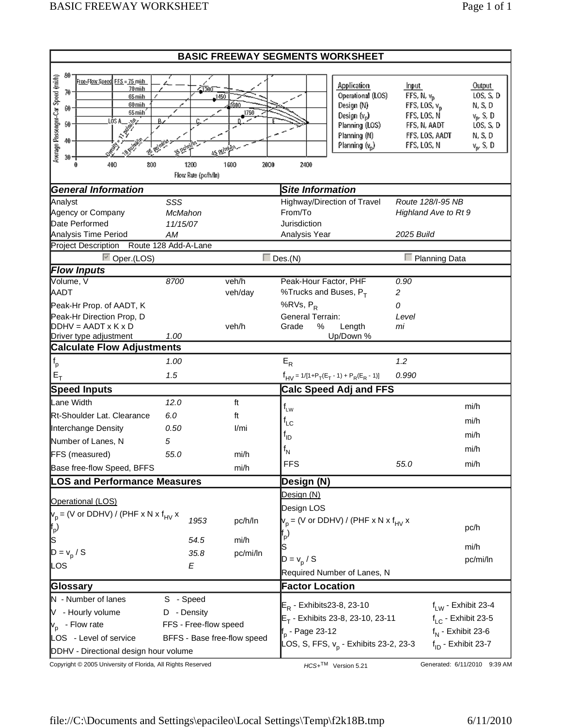## BASIC FREEWAY SEGMENTS WORKSHEET

| Application | Input | Output |
|---|---|---|
| Operational (LOS) | FFS, N, $v_p$ | LOS, S, D |
| Design (N) | FFS, LOS, $v_p$ | N, S, D |
| Design ($v_p$) | FFS, LOS, N | $v_p$, S, D |
| Planning (LOS) | FFS, N, AADT | LOS, S, D |
| Planning (N) | FFS, LOS, AADT | N, S, D |
| Planning ($v_p$) | FFS, LOS, N | $v_p$, S, D |

### General Information

| | |
|---|---|
| Analyst | SSS |
| Agency or Company | McMahon |
| Date Performed | 11/15/07 |
| Analysis Time Period | AM |

### Site Information

| | |
|---|---|
| Highway/Direction of Travel | Route 128/I-95 NB |
| From/To | Highland Ave to Rt 9 |
| Jurisdiction | |
| Analysis Year | 2025 Build |

Project Description Route 128 Add-A-Lane

☑ Oper.(LOS) ☐ Des.(N) ☐ Planning Data

### Flow Inputs

| | | | | |
|---|---|---|---|---|
| Volume, V | 8700 | veh/h | Peak-Hour Factor, PHF | 0.90 |
| AADT | | veh/day | %Trucks and Buses, $P_T$ | 2 |
| Peak-Hr Prop. of AADT, K | | | %RVs, $P_R$ | 0 |
| Peak-Hr Direction Prop, D | | | General Terrain: | Level |
| DDHV = AADT x K x D | | veh/h | Grade % Length | mi |
| Driver type adjustment | 1.00 | | Up/Down % | |

### Calculate Flow Adjustments

| | | | |
|---|---|---|---|
| $f_p$ | 1.00 | $E_R$ | 1.2 |
| $E_T$ | 1.5 | $f_{HV} = 1/[1+P_T(E_T - 1) + P_R(E_R - 1)]$ | 0.990 |

### Speed Inputs

| | | |
|---|---|---|
| Lane Width | 12.0 | ft |
| Rt-Shoulder Lat. Clearance | 6.0 | ft |
| Interchange Density | 0.50 | I/mi |
| Number of Lanes, N | 5 | |
| FFS (measured) | 55.0 | mi/h |
| Base free-flow Speed, BFFS | | mi/h |

### Calc Speed Adj and FFS

| | | |
|---|---|---|
| $f_{LW}$ | | mi/h |
| $f_{LC}$ | | mi/h |
| $f_{ID}$ | | mi/h |
| $f_N$ | | mi/h |
| FFS | 55.0 | mi/h |

### LOS and Performance Measures

Operational (LOS)

| | | |
|---|---|---|
| $v_p$ = (V or DDHV) / (PHF x N x $f_{HV}$ x $f_p$) | 1953 | pc/h/ln |
| S | 54.5 | mi/h |
| $D = v_p / S$ | 35.8 | pc/mi/ln |
| LOS | E | |

### Design (N)

Design (N)

| | | |
|---|---|---|
| Design LOS | | |
| $v_p$ = (V or DDHV) / (PHF x N x $f_{HV}$ x $f_p$) | | pc/h |
| S | | mi/h |
| $D = v_p / S$ | | pc/mi/ln |
| Required Number of Lanes, N | | |

### Glossary

- N - Number of lanes
- V - Hourly volume
- $v_p$ - Flow rate
- LOS - Level of service
- DDHV - Directional design hour volume
- S - Speed
- D - Density
- FFS - Free-flow speed
- BFFS - Base free-flow speed

### Factor Location

- $E_R$ - Exhibits23-8, 23-10
- $E_T$ - Exhibits 23-8, 23-10, 23-11
- $f_p$ - Page 23-12
- LOS, S, FFS, $v_p$ - Exhibits 23-2, 23-3
- $f_{LW}$ - Exhibit 23-4
- $f_{LC}$ - Exhibit 23-5
- $f_N$ - Exhibit 23-6
- $f_{ID}$ - Exhibit 23-7

Copyright © 2005 University of Florida, All Rights Reserved HCS+™ Version 5.21 Generated: 6/11/2010 9:39 AM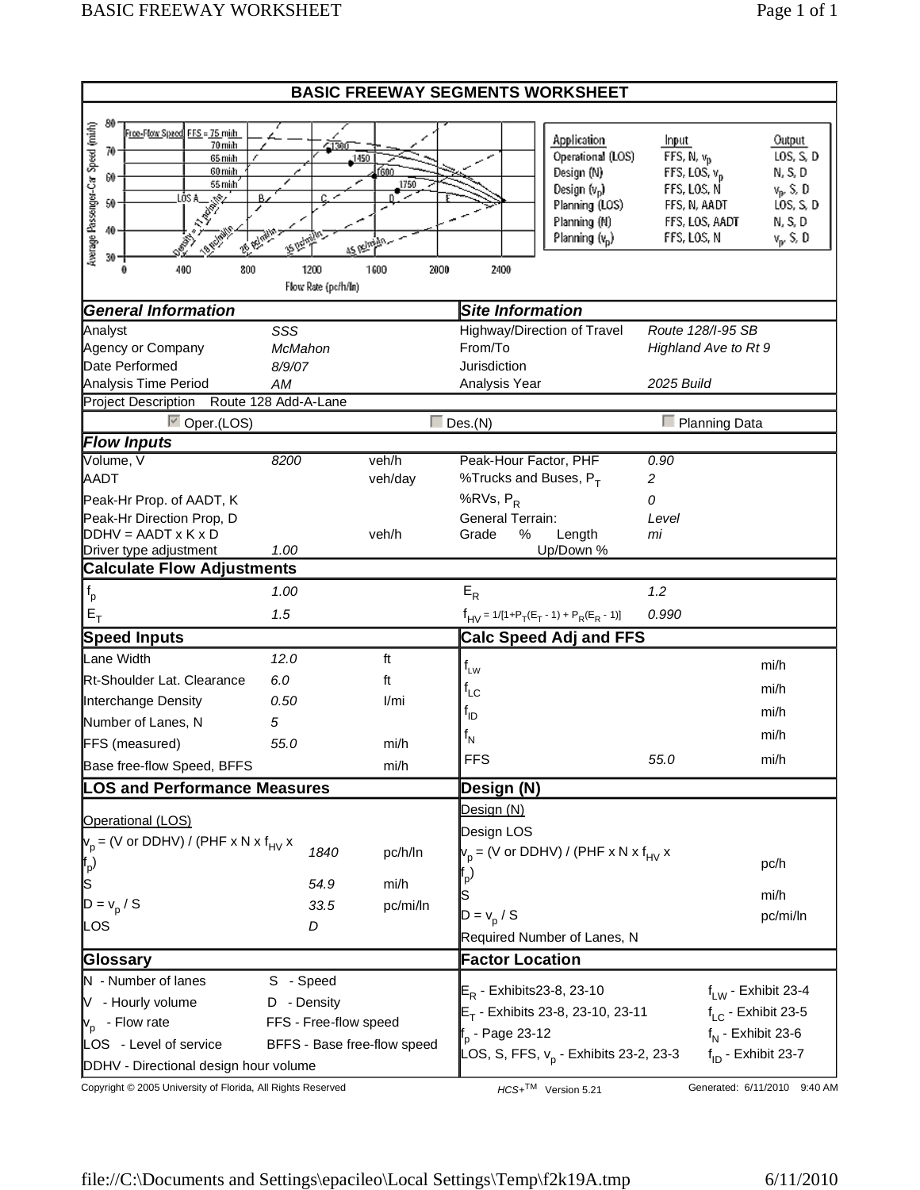# BASIC FREEWAY SEGMENTS WORKSHEET

| Application | Input | Output |
|---|---|---|
| Operational (LOS) | FFS, N, $v_p$ | LOS, S, D |
| Design (N) | FFS, LOS, $v_p$ | N, S, D |
| Design ($v_p$) | FFS, LOS, N | $v_p$, S, D |
| Planning (LOS) | FFS, N, AADT | LOS, S, D |
| Planning (N) | FFS, LOS, AADT | N, S, D |
| Planning ($v_p$) | FFS, LOS, N | $v_p$, S, D |

## General Information

| | |
|---|---|
| Analyst | SSS |
| Agency or Company | McMahon |
| Date Performed | 8/9/07 |
| Analysis Time Period | AM |
| Project Description | Route 128 Add-A-Lane |

## Site Information

| | |
|---|---|
| Highway/Direction of Travel | Route 128/I-95 SB |
| From/To | Highland Ave to Rt 9 |
| Jurisdiction | |
| Analysis Year | 2025 Build |

☑ Oper.(LOS) ☐ Des.(N) ☐ Planning Data

## Flow Inputs

| | | | | |
|---|---|---|---|---|
| Volume, V | 8200 | veh/h | Peak-Hour Factor, PHF | 0.90 |
| AADT | | veh/day | %Trucks and Buses, $P_T$ | 2 |
| Peak-Hr Prop. of AADT, K | | | %RVs, $P_R$ | 0 |
| Peak-Hr Direction Prop, D | | | General Terrain: | Level |
| DDHV = AADT x K x D | | veh/h | Grade % Length | mi |
| Driver type adjustment | 1.00 | | Up/Down % | |

## Calculate Flow Adjustments

| | | | |
|---|---|---|---|
| $f_p$ | 1.00 | $E_R$ | 1.2 |
| $E_T$ | 1.5 | $f_{HV} = 1/[1+P_T(E_T - 1) + P_R(E_R - 1)]$ | 0.990 |

## Speed Inputs

| | | |
|---|---|---|
| Lane Width | 12.0 | ft |
| Rt-Shoulder Lat. Clearance | 6.0 | ft |
| Interchange Density | 0.50 | I/mi |
| Number of Lanes, N | 5 | |
| FFS (measured) | 55.0 | mi/h |
| Base free-flow Speed, BFFS | | mi/h |

## Calc Speed Adj and FFS

| | | |
|---|---|---|
| $f_{LW}$ | | mi/h |
| $f_{LC}$ | | mi/h |
| $f_{ID}$ | | mi/h |
| $f_N$ | | mi/h |
| FFS | 55.0 | mi/h |

## LOS and Performance Measures

Operational (LOS)

| | | |
|---|---|---|
| $v_p$ = (V or DDHV) / (PHF x N x $f_{HV}$ x $f_p$) | 1840 | pc/h/ln |
| S | 54.9 | mi/h |
| D = $v_p$ / S | 33.5 | pc/mi/ln |
| LOS | D | |

## Design (N)

Design (N)

| | | |
|---|---|---|
| Design LOS | | |
| $v_p$ = (V or DDHV) / (PHF x N x $f_{HV}$ x $f_p$) | | pc/h |
| S | | mi/h |
| D = $v_p$ / S | | pc/mi/ln |
| Required Number of Lanes, N | | |

## Glossary

- N - Number of lanes
- V - Hourly volume
- $v_p$ - Flow rate
- LOS - Level of service
- DDHV - Directional design hour volume
- S - Speed
- D - Density
- FFS - Free-flow speed
- BFFS - Base free-flow speed

## Factor Location

- $E_R$ - Exhibits23-8, 23-10
- $E_T$ - Exhibits 23-8, 23-10, 23-11
- $f_p$ - Page 23-12
- LOS, S, FFS, $v_p$ - Exhibits 23-2, 23-3
- $f_{LW}$ - Exhibit 23-4
- $f_{LC}$ - Exhibit 23-5
- $f_N$ - Exhibit 23-6
- $f_{ID}$ - Exhibit 23-7

Copyright © 2005 University of Florida, All Rights Reserved HCS+™ Version 5.21 Generated: 6/11/2010 9:40 AM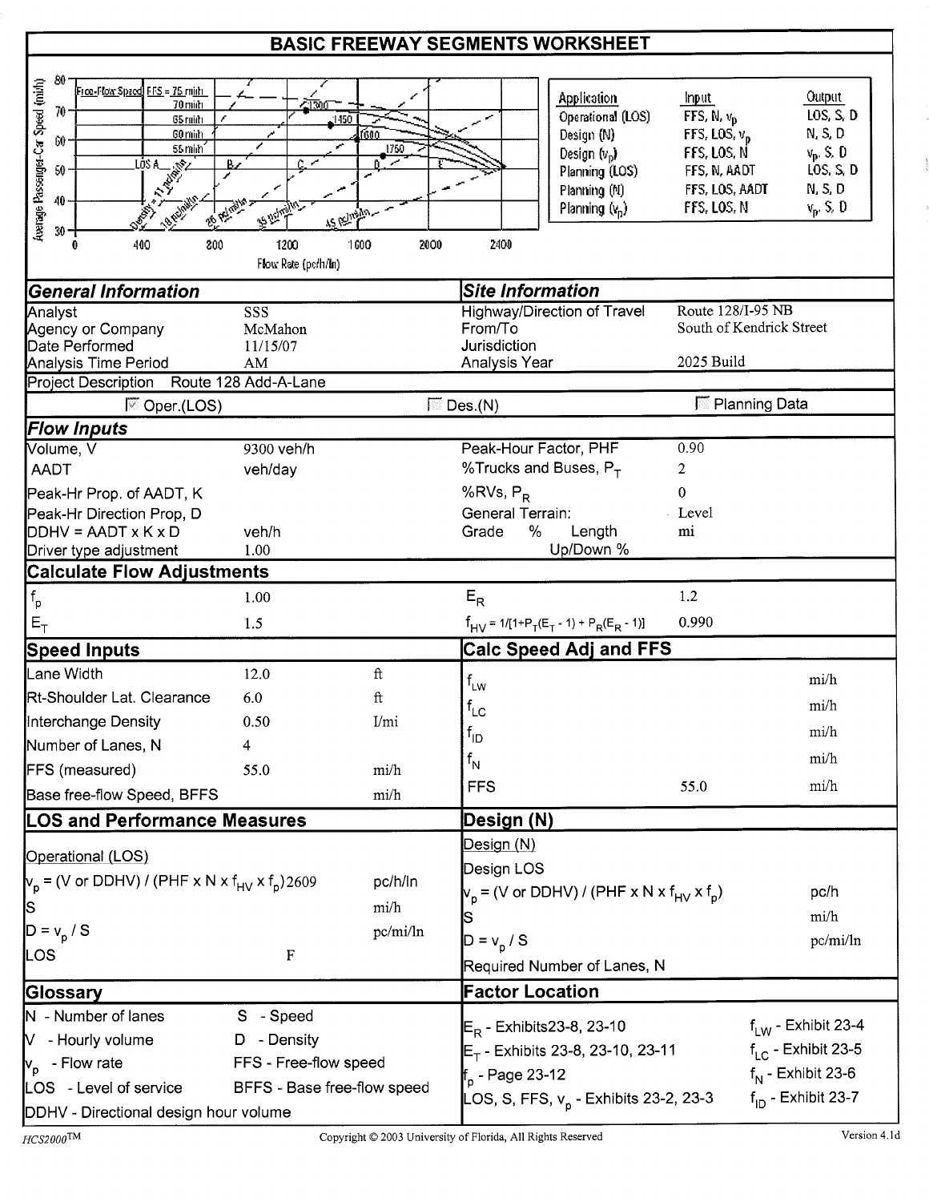# BASIC FREEWAY SEGMENTS WORKSHEET

| Application | Input | Output |
|---|---|---|
| Operational (LOS) | FFS, N, $v_p$ | LOS, S, D |
| Design (N) | FFS, LOS, $v_p$ | N, S, D |
| Design ($v_p$) | FFS, LOS, N | $v_p$, S, D |
| Planning (LOS) | FFS, N, AADT | LOS, S, D |
| Planning (N) | FFS, LOS, AADT | N, S, D |
| Planning ($v_p$) | FFS, LOS, N | $v_p$, S, D |

## General Information

| | |
|---|---|
| Analyst | SSS |
| Agency or Company | McMahon |
| Date Performed | 11/15/07 |
| Analysis Time Period | AM |

## Site Information

| | |
|---|---|
| Highway/Direction of Travel | Route 128/I-95 NB |
| From/To | South of Kendrick Street |
| Jurisdiction | |
| Analysis Year | 2025 Build |

Project Description Route 128 Add-A-Lane

☑ Oper.(LOS) ☐ Des.(N) ☐ Planning Data

## Flow Inputs

| | | | |
|---|---|---|---|
| Volume, V | 9300 veh/h | Peak-Hour Factor, PHF | 0.90 |
| AADT | veh/day | %Trucks and Buses, $P_T$ | 2 |
| Peak-Hr Prop. of AADT, K | | %RVs, $P_R$ | 0 |
| Peak-Hr Direction Prop, D | | General Terrain: | Level |
| DDHV = AADT x K x D | veh/h | Grade % Length | mi |
| Driver type adjustment | 1.00 | Up/Down % | |

## Calculate Flow Adjustments

| | | | |
|---|---|---|---|
| $f_p$ | 1.00 | $E_R$ | 1.2 |
| $E_T$ | 1.5 | $f_{HV} = 1/[1+P_T(E_T - 1) + P_R(E_R - 1)]$ | 0.990 |

## Speed Inputs

| | | |
|---|---|---|
| Lane Width | 12.0 | ft |
| Rt-Shoulder Lat. Clearance | 6.0 | ft |
| Interchange Density | 0.50 | I/mi |
| Number of Lanes, N | 4 | |
| FFS (measured) | 55.0 | mi/h |
| Base free-flow Speed, BFFS | | mi/h |

## Calc Speed Adj and FFS

| | | |
|---|---|---|
| $f_{LW}$ | | mi/h |
| $f_{LC}$ | | mi/h |
| $f_{ID}$ | | mi/h |
| $f_N$ | | mi/h |
| FFS | 55.0 | mi/h |

## LOS and Performance Measures

Operational (LOS)

| | | |
|---|---|---|
| $v_p$ = (V or DDHV) / (PHF x N x $f_{HV}$ x $f_p$) | 2609 | pc/h/ln |
| S | | mi/h |
| D = $v_p$ / S | | pc/mi/ln |
| LOS | F | |

## Design (N)

Design (N)

| | | |
|---|---|---|
| Design LOS | | |
| $v_p$ = (V or DDHV) / (PHF x N x $f_{HV}$ x $f_p$) | | pc/h |
| S | | mi/h |
| D = $v_p$ / S | | pc/mi/ln |
| Required Number of Lanes, N | | |

## Glossary

| | |
|---|---|
| N - Number of lanes | S - Speed |
| V - Hourly volume | D - Density |
| $v_p$ - Flow rate | FFS - Free-flow speed |
| LOS - Level of service | BFFS - Base free-flow speed |
| DDHV - Directional design hour volume | |

## Factor Location

| | |
|---|---|
| $E_R$ - Exhibits 23-8, 23-10 | $f_{LW}$ - Exhibit 23-4 |
| $E_T$ - Exhibits 23-8, 23-10, 23-11 | $f_{LC}$ - Exhibit 23-5 |
| $f_p$ - Page 23-12 | $f_N$ - Exhibit 23-6 |
| LOS, S, FFS, $v_p$ - Exhibits 23-2, 23-3 | $f_{ID}$ - Exhibit 23-7 |

HCS2000™ Copyright © 2003 University of Florida, All Rights Reserved Version 4.1d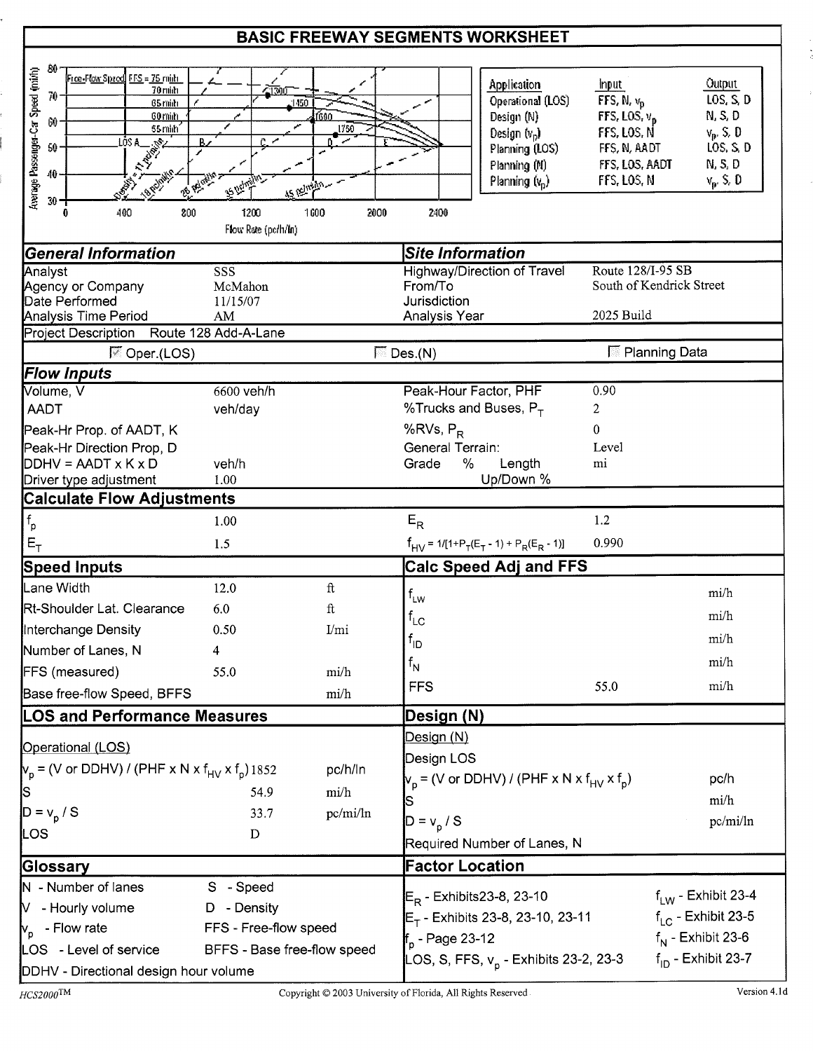# BASIC FREEWAY SEGMENTS WORKSHEET

| Application | Input | Output |
|---|---|---|
| Operational (LOS) | FFS, N, $v_p$ | LOS, S, D |
| Design (N) | FFS, LOS, $v_p$ | N, S, D |
| Design ($v_p$) | FFS, LOS, N | $v_p$, S, D |
| Planning (LOS) | FFS, N, AADT | LOS, S, D |
| Planning (N) | FFS, LOS, AADT | N, S, D |
| Planning ($v_p$) | FFS, LOS, N | $v_p$, S, D |

## General Information

| | |
|---|---|
| Analyst | SSS |
| Agency or Company | McMahon |
| Date Performed | 11/15/07 |
| Analysis Time Period | AM |

Project Description Route 128 Add-A-Lane

## Site Information

| | |
|---|---|
| Highway/Direction of Travel | Route 128/I-95 SB |
| From/To | South of Kendrick Street |
| Jurisdiction | |
| Analysis Year | 2025 Build |

☑ Oper.(LOS) ☐ Des.(N) ☐ Planning Data

## Flow Inputs

| | | | |
|---|---|---|---|
| Volume, V | 6600 veh/h | Peak-Hour Factor, PHF | 0.90 |
| AADT | veh/day | %Trucks and Buses, $P_T$ | 2 |
| Peak-Hr Prop. of AADT, K | | %RVs, $P_R$ | 0 |
| Peak-Hr Direction Prop, D | | General Terrain: | Level |
| DDHV = AADT x K x D | veh/h | Grade % Length | mi |
| Driver type adjustment | 1.00 | Up/Down % | |

## Calculate Flow Adjustments

| | | | |
|---|---|---|---|
| $f_p$ | 1.00 | $E_R$ | 1.2 |
| $E_T$ | 1.5 | $f_{HV} = 1/[1+P_T(E_T - 1) + P_R(E_R - 1)]$ | 0.990 |

## Speed Inputs

| | | |
|---|---|---|
| Lane Width | 12.0 | ft |
| Rt-Shoulder Lat. Clearance | 6.0 | ft |
| Interchange Density | 0.50 | I/mi |
| Number of Lanes, N | 4 | |
| FFS (measured) | 55.0 | mi/h |
| Base free-flow Speed, BFFS | | mi/h |

## Calc Speed Adj and FFS

| | | |
|---|---|---|
| $f_{LW}$ | | mi/h |
| $f_{LC}$ | | mi/h |
| $f_{ID}$ | | mi/h |
| $f_N$ | | mi/h |
| FFS | 55.0 | mi/h |

## LOS and Performance Measures

Operational (LOS)

| | | |
|---|---|---|
| $v_p$ = (V or DDHV) / (PHF x N x $f_{HV}$ x $f_p$) | 1852 | pc/h/ln |
| S | 54.9 | mi/h |
| D = $v_p$ / S | 33.7 | pc/mi/ln |
| LOS | D | |

## Design (N)

Design (N)

| | |
|---|---|
| Design LOS | |
| $v_p$ = (V or DDHV) / (PHF x N x $f_{HV}$ x $f_p$) | pc/h |
| S | mi/h |
| D = $v_p$ / S | pc/mi/ln |
| Required Number of Lanes, N | |

## Glossary

| | |
|---|---|
| N - Number of lanes | S - Speed |
| V - Hourly volume | D - Density |
| $v_p$ - Flow rate | FFS - Free-flow speed |
| LOS - Level of service | BFFS - Base free-flow speed |
| DDHV - Directional design hour volume | |

## Factor Location

| | |
|---|---|
| $E_R$ - Exhibits 23-8, 23-10 | $f_{LW}$ - Exhibit 23-4 |
| $E_T$ - Exhibits 23-8, 23-10, 23-11 | $f_{LC}$ - Exhibit 23-5 |
| $f_p$ - Page 23-12 | $f_N$ - Exhibit 23-6 |
| LOS, S, FFS, $v_p$ - Exhibits 23-2, 23-3 | $f_{ID}$ - Exhibit 23-7 |

HCS2000™ Copyright © 2003 University of Florida, All Rights Reserved Version 4.1d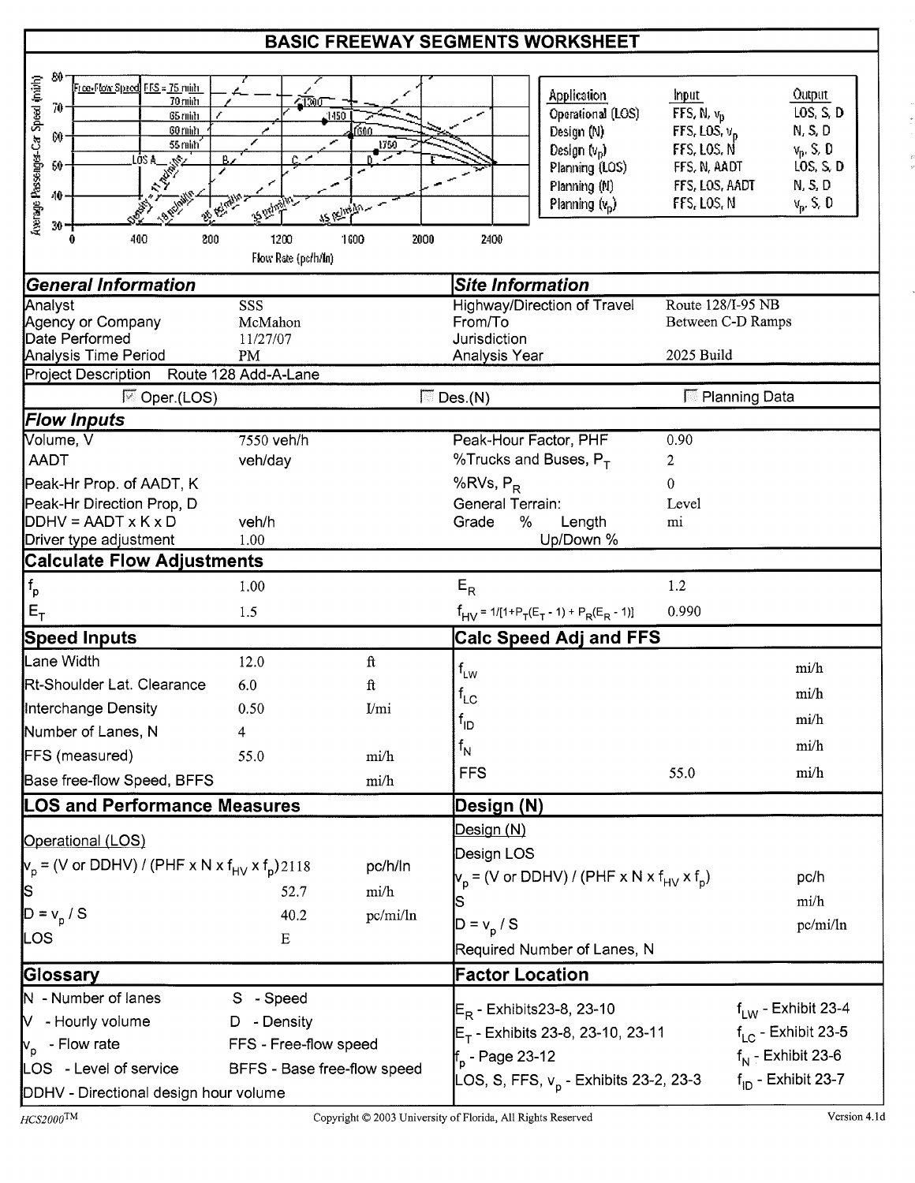# BASIC FREEWAY SEGMENTS WORKSHEET

| Application | Input | Output |
|---|---|---|
| Operational (LOS) | FFS, N, $v_p$ | LOS, S, D |
| Design (N) | FFS, LOS, $v_p$ | N, S, D |
| Design ($v_p$) | FFS, LOS, N | $v_p$, S, D |
| Planning (LOS) | FFS, N, AADT | LOS, S, D |
| Planning (N) | FFS, LOS, AADT | N, S, D |
| Planning ($v_p$) | FFS, LOS, N | $v_p$, S, D |

## General Information

| | |
|---|---|
| Analyst | SSS |
| Agency or Company | McMahon |
| Date Performed | 11/27/07 |
| Analysis Time Period | PM |

## Site Information

| | |
|---|---|
| Highway/Direction of Travel | Route 128/I-95 NB |
| From/To | Between C-D Ramps |
| Jurisdiction | |
| Analysis Year | 2025 Build |

Project Description Route 128 Add-A-Lane

☑ Oper.(LOS) ☐ Des.(N) ☐ Planning Data

## Flow Inputs

| | | | |
|---|---|---|---|
| Volume, V | 7550 veh/h | Peak-Hour Factor, PHF | 0.90 |
| AADT | veh/day | %Trucks and Buses, $P_T$ | 2 |
| Peak-Hr Prop. of AADT, K | | %RVs, $P_R$ | 0 |
| Peak-Hr Direction Prop, D | | General Terrain: | Level |
| DDHV = AADT x K x D | veh/h | Grade % Length | mi |
| Driver type adjustment | 1.00 | Up/Down % | |

## Calculate Flow Adjustments

| | | | |
|---|---|---|---|
| $f_p$ | 1.00 | $E_R$ | 1.2 |
| $E_T$ | 1.5 | $f_{HV} = 1/[1+P_T(E_T - 1) + P_R(E_R - 1)]$ | 0.990 |

## Speed Inputs

| | | |
|---|---|---|
| Lane Width | 12.0 | ft |
| Rt-Shoulder Lat. Clearance | 6.0 | ft |
| Interchange Density | 0.50 | I/mi |
| Number of Lanes, N | 4 | |
| FFS (measured) | 55.0 | mi/h |
| Base free-flow Speed, BFFS | | mi/h |

## Calc Speed Adj and FFS

| | | |
|---|---|---|
| $f_{LW}$ | | mi/h |
| $f_{LC}$ | | mi/h |
| $f_{ID}$ | | mi/h |
| $f_N$ | | mi/h |
| FFS | 55.0 | mi/h |

## LOS and Performance Measures

Operational (LOS)

| | | |
|---|---|---|
| $v_p$ = (V or DDHV) / (PHF x N x $f_{HV}$ x $f_p$) | 2118 | pc/h/ln |
| S | 52.7 | mi/h |
| D = $v_p$ / S | 40.2 | pc/mi/ln |
| LOS | E | |

## Design (N)

Design (N)

| | |
|---|---|
| Design LOS | |
| $v_p$ = (V or DDHV) / (PHF x N x $f_{HV}$ x $f_p$) | pc/h |
| S | mi/h |
| D = $v_p$ / S | pc/mi/ln |
| Required Number of Lanes, N | |

## Glossary

| | |
|---|---|
| N - Number of lanes | S - Speed |
| V - Hourly volume | D - Density |
| $v_p$ - Flow rate | FFS - Free-flow speed |
| LOS - Level of service | BFFS - Base free-flow speed |
| DDHV - Directional design hour volume | |

## Factor Location

| | |
|---|---|
| $E_R$ - Exhibits 23-8, 23-10 | $f_{LW}$ - Exhibit 23-4 |
| $E_T$ - Exhibits 23-8, 23-10, 23-11 | $f_{LC}$ - Exhibit 23-5 |
| $f_p$ - Page 23-12 | $f_N$ - Exhibit 23-6 |
| LOS, S, FFS, $v_p$ - Exhibits 23-2, 23-3 | $f_{ID}$ - Exhibit 23-7 |

HCS2000™ Copyright © 2003 University of Florida, All Rights Reserved Version 4.1d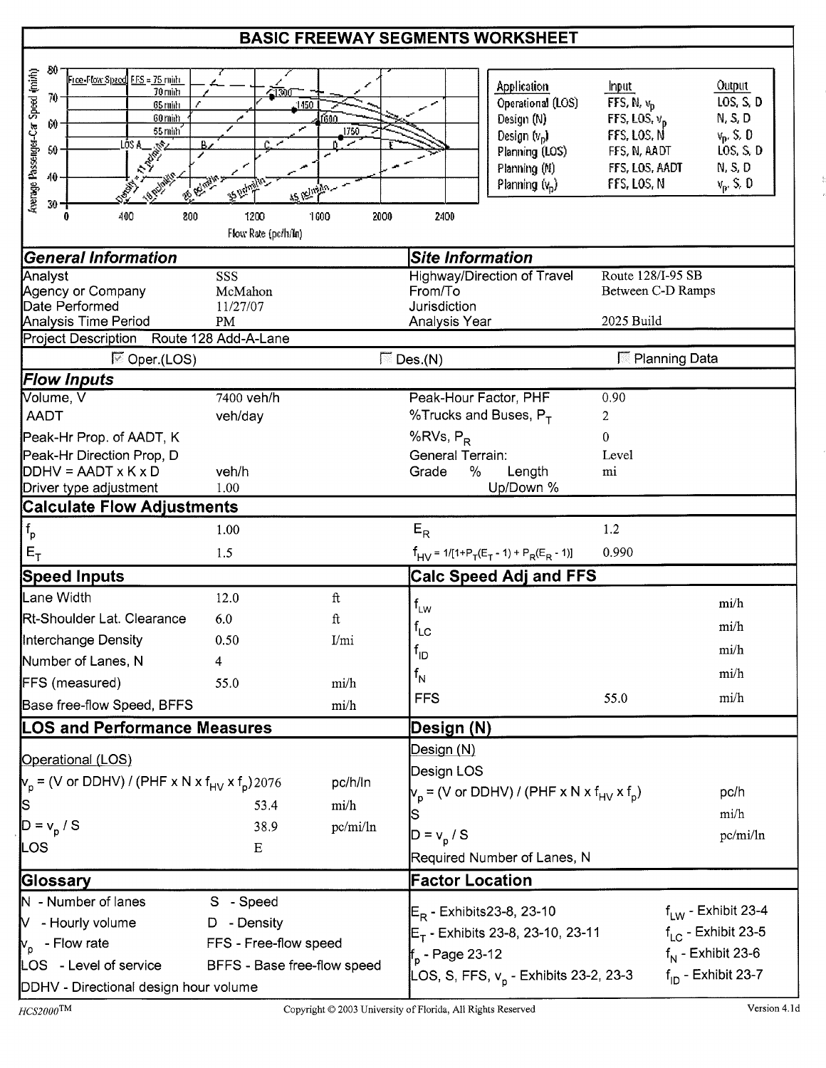# BASIC FREEWAY SEGMENTS WORKSHEET

| Application | Input | Output |
|---|---|---|
| Operational (LOS) | FFS, N, $v_p$ | LOS, S, D |
| Design (N) | FFS, LOS, $v_p$ | N, S, D |
| Design ($v_p$) | FFS, LOS, N | $v_p$, S, D |
| Planning (LOS) | FFS, N, AADT | LOS, S, D |
| Planning (N) | FFS, LOS, AADT | N, S, D |
| Planning ($v_p$) | FFS, LOS, N | $v_p$, S, D |

## General Information

| | |
|---|---|
| Analyst | SSS |
| Agency or Company | McMahon |
| Date Performed | 11/27/07 |
| Analysis Time Period | PM |

## Site Information

| | |
|---|---|
| Highway/Direction of Travel | Route 128/I-95 SB |
| From/To | Between C-D Ramps |
| Jurisdiction | |
| Analysis Year | 2025 Build |

Project Description Route 128 Add-A-Lane

☑ Oper.(LOS) ☐ Des.(N) ☐ Planning Data

## Flow Inputs

| | | | |
|---|---|---|---|
| Volume, V | 7400 veh/h | Peak-Hour Factor, PHF | 0.90 |
| AADT | veh/day | %Trucks and Buses, $P_T$ | 2 |
| Peak-Hr Prop. of AADT, K | | %RVs, $P_R$ | 0 |
| Peak-Hr Direction Prop, D | | General Terrain: | Level |
| DDHV = AADT x K x D | veh/h | Grade % Length | mi |
| Driver type adjustment | 1.00 | Up/Down % | |

## Calculate Flow Adjustments

| | | | |
|---|---|---|---|
| $f_p$ | 1.00 | $E_R$ | 1.2 |
| $E_T$ | 1.5 | $f_{HV} = 1/[1+P_T(E_T - 1) + P_R(E_R - 1)]$ | 0.990 |

## Speed Inputs

| | | |
|---|---|---|
| Lane Width | 12.0 | ft |
| Rt-Shoulder Lat. Clearance | 6.0 | ft |
| Interchange Density | 0.50 | I/mi |
| Number of Lanes, N | 4 | |
| FFS (measured) | 55.0 | mi/h |
| Base free-flow Speed, BFFS | | mi/h |

## Calc Speed Adj and FFS

| | | |
|---|---|---|
| $f_{LW}$ | | mi/h |
| $f_{LC}$ | | mi/h |
| $f_{ID}$ | | mi/h |
| $f_N$ | | mi/h |
| FFS | 55.0 | mi/h |

## LOS and Performance Measures

Operational (LOS)

| | | |
|---|---|---|
| $v_p$ = (V or DDHV) / (PHF x N x $f_{HV}$ x $f_p$) | 2076 | pc/h/ln |
| S | 53.4 | mi/h |
| D = $v_p$ / S | 38.9 | pc/mi/ln |
| LOS | E | |

## Design (N)

Design (N)

| | | |
|---|---|---|
| Design LOS | | |
| $v_p$ = (V or DDHV) / (PHF x N x $f_{HV}$ x $f_p$) | | pc/h |
| S | | mi/h |
| D = $v_p$ / S | | pc/mi/ln |
| Required Number of Lanes, N | | |

## Glossary

| | |
|---|---|
| N - Number of lanes | S - Speed |
| V - Hourly volume | D - Density |
| $v_p$ - Flow rate | FFS - Free-flow speed |
| LOS - Level of service | BFFS - Base free-flow speed |
| DDHV - Directional design hour volume | |

## Factor Location

| | |
|---|---|
| $E_R$ - Exhibits23-8, 23-10 | $f_{LW}$ - Exhibit 23-4 |
| $E_T$ - Exhibits 23-8, 23-10, 23-11 | $f_{LC}$ - Exhibit 23-5 |
| $f_p$ - Page 23-12 | $f_N$ - Exhibit 23-6 |
| LOS, S, FFS, $v_p$ - Exhibits 23-2, 23-3 | $f_{ID}$ - Exhibit 23-7 |

HCS2000™ Copyright © 2003 University of Florida, All Rights Reserved Version 4.1d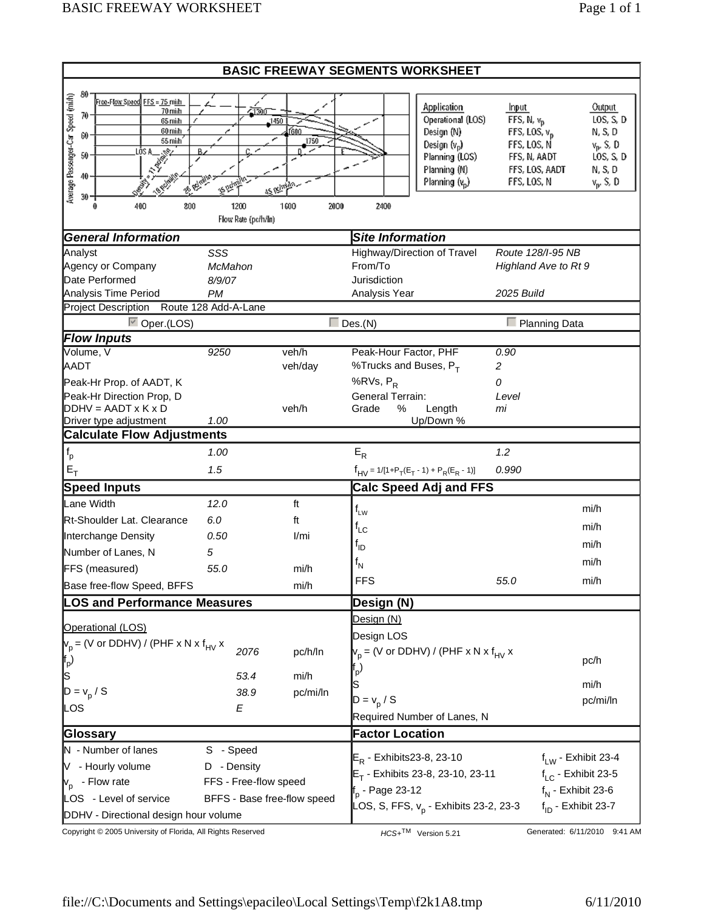# BASIC FREEWAY SEGMENTS WORKSHEET

| Application | Input | Output |
|---|---|---|
| Operational (LOS) | FFS, N, $v_p$ | LOS, S, D |
| Design (N) | FFS, LOS, $v_p$ | N, S, D |
| Design ($v_p$) | FFS, LOS, N | $v_p$, S, D |
| Planning (LOS) | FFS, N, AADT | LOS, S, D |
| Planning (N) | FFS, LOS, AADT | N, S, D |
| Planning ($v_p$) | FFS, LOS, N | $v_p$, S, D |

## General Information

| | |
|---|---|
| Analyst | *SSS* |
| Agency or Company | *McMahon* |
| Date Performed | *8/9/07* |
| Analysis Time Period | *PM* |
| Project Description | Route 128 Add-A-Lane |

## Site Information

| | |
|---|---|
| Highway/Direction of Travel | *Route 128/I-95 NB* |
| From/To | *Highland Ave to Rt 9* |
| Jurisdiction | |
| Analysis Year | *2025 Build* |

☑ Oper.(LOS) ☐ Des.(N) ☐ Planning Data

## Flow Inputs

| | | | | |
|---|---|---|---|---|
| Volume, V | *9250* | veh/h | Peak-Hour Factor, PHF | *0.90* |
| AADT | | veh/day | %Trucks and Buses, $P_T$ | *2* |
| Peak-Hr Prop. of AADT, K | | | %RVs, $P_R$ | *0* |
| Peak-Hr Direction Prop, D | | | General Terrain: | *Level* |
| DDHV = AADT x K x D | | veh/h | Grade % Length | *mi* |
| Driver type adjustment | *1.00* | | Up/Down % | |

## Calculate Flow Adjustments

| | | | |
|---|---|---|---|
| $f_p$ | *1.00* | $E_R$ | *1.2* |
| $E_T$ | *1.5* | $f_{HV} = 1/[1+P_T(E_T - 1) + P_R(E_R - 1)]$ | *0.990* |

## Speed Inputs

| | | |
|---|---|---|
| Lane Width | *12.0* | ft |
| Rt-Shoulder Lat. Clearance | *6.0* | ft |
| Interchange Density | *0.50* | I/mi |
| Number of Lanes, N | *5* | |
| FFS (measured) | *55.0* | mi/h |
| Base free-flow Speed, BFFS | | mi/h |

## Calc Speed Adj and FFS

| | | |
|---|---|---|
| $f_{LW}$ | | mi/h |
| $f_{LC}$ | | mi/h |
| $f_{ID}$ | | mi/h |
| $f_N$ | | mi/h |
| FFS | *55.0* | mi/h |

## LOS and Performance Measures

Operational (LOS)

| | | |
|---|---|---|
| $v_p$ = (V or DDHV) / (PHF x N x $f_{HV}$ x $f_p$) | *2076* | pc/h/ln |
| S | *53.4* | mi/h |
| $D = v_p$ / S | *38.9* | pc/mi/ln |
| LOS | *E* | |

## Design (N)

Design (N)

| | |
|---|---|
| Design LOS | |
| $v_p$ = (V or DDHV) / (PHF x N x $f_{HV}$ x $f_p$) | pc/h |
| S | mi/h |
| $D = v_p$ / S | pc/mi/ln |
| Required Number of Lanes, N | |

## Glossary

| | |
|---|---|
| N - Number of lanes | S - Speed |
| V - Hourly volume | D - Density |
| $v_p$ - Flow rate | FFS - Free-flow speed |
| LOS - Level of service | BFFS - Base free-flow speed |
| DDHV - Directional design hour volume | |

## Factor Location

| | |
|---|---|
| $E_R$ - Exhibits23-8, 23-10 | $f_{LW}$ - Exhibit 23-4 |
| $E_T$ - Exhibits 23-8, 23-10, 23-11 | $f_{LC}$ - Exhibit 23-5 |
| $f_p$ - Page 23-12 | $f_N$ - Exhibit 23-6 |
| LOS, S, FFS, $v_p$ - Exhibits 23-2, 23-3 | $f_{ID}$ - Exhibit 23-7 |

Copyright © 2005 University of Florida, All Rights Reserved HCS+™ Version 5.21 Generated: 6/11/2010 9:41 AM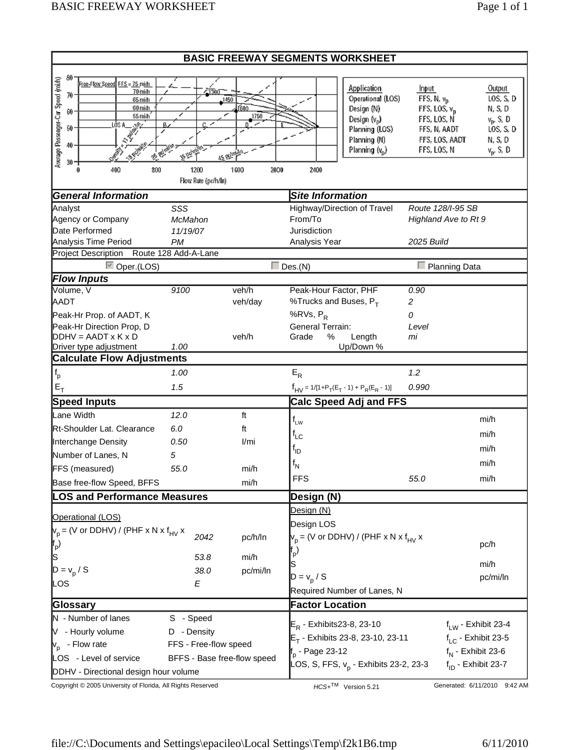# BASIC FREEWAY SEGMENTS WORKSHEET

| Application | Input | Output |
|---|---|---|
| Operational (LOS) | FFS, N, $v_p$ | LOS, S, D |
| Design (N) | FFS, LOS, $v_p$ | N, S, D |
| Design ($v_p$) | FFS, LOS, N | $v_p$, S, D |
| Planning (LOS) | FFS, N, AADT | LOS, S, D |
| Planning (N) | FFS, LOS, AADT | N, S, D |
| Planning ($v_p$) | FFS, LOS, N | $v_p$, S, D |

## General Information

| | |
|---|---|
| Analyst | *SSS* |
| Agency or Company | *McMahon* |
| Date Performed | *11/19/07* |
| Analysis Time Period | *PM* |

## Site Information

| | |
|---|---|
| Highway/Direction of Travel | *Route 128/I-95 SB* |
| From/To | *Highland Ave to Rt 9* |
| Jurisdiction | |
| Analysis Year | *2025 Build* |

Project Description Route 128 Add-A-Lane

☑ Oper.(LOS) ☐ Des.(N) ☐ Planning Data

## Flow Inputs

| | | | | |
|---|---|---|---|---|
| Volume, V | *9100* | veh/h | Peak-Hour Factor, PHF | *0.90* |
| AADT | | veh/day | %Trucks and Buses, $P_T$ | *2* |
| Peak-Hr Prop. of AADT, K | | | %RVs, $P_R$ | *0* |
| Peak-Hr Direction Prop, D | | | General Terrain: | *Level* |
| DDHV = AADT x K x D | | veh/h | Grade % Length | *mi* |
| Driver type adjustment | *1.00* | | Up/Down % | |

## Calculate Flow Adjustments

| | | | |
|---|---|---|---|
| $f_p$ | *1.00* | $E_R$ | *1.2* |
| $E_T$ | *1.5* | $f_{HV} = 1/[1+P_T(E_T - 1) + P_R(E_R - 1)]$ | *0.990* |

## Speed Inputs

| | | |
|---|---|---|
| Lane Width | *12.0* | ft |
| Rt-Shoulder Lat. Clearance | *6.0* | ft |
| Interchange Density | *0.50* | I/mi |
| Number of Lanes, N | *5* | |
| FFS (measured) | *55.0* | mi/h |
| Base free-flow Speed, BFFS | | mi/h |

## Calc Speed Adj and FFS

| | | |
|---|---|---|
| $f_{LW}$ | | mi/h |
| $f_{LC}$ | | mi/h |
| $f_{ID}$ | | mi/h |
| $f_N$ | | mi/h |
| FFS | *55.0* | mi/h |

## LOS and Performance Measures

Operational (LOS)

| | | |
|---|---|---|
| $v_p$ = (V or DDHV) / (PHF x N x $f_{HV}$ x $f_p$) | *2042* | pc/h/ln |
| S | *53.8* | mi/h |
| D = $v_p$ / S | *38.0* | pc/mi/ln |
| LOS | *E* | |

## Design (N)

Design (N)

| | | |
|---|---|---|
| Design LOS | | |
| $v_p$ = (V or DDHV) / (PHF x N x $f_{HV}$ x $f_p$) | | pc/h |
| S | | mi/h |
| D = $v_p$ / S | | pc/mi/ln |
| Required Number of Lanes, N | | |

## Glossary

| | |
|---|---|
| N - Number of lanes | S - Speed |
| V - Hourly volume | D - Density |
| $v_p$ - Flow rate | FFS - Free-flow speed |
| LOS - Level of service | BFFS - Base free-flow speed |
| DDHV - Directional design hour volume | |

## Factor Location

| | |
|---|---|
| $E_R$ - Exhibits23-8, 23-10 | $f_{LW}$ - Exhibit 23-4 |
| $E_T$ - Exhibits 23-8, 23-10, 23-11 | $f_{LC}$ - Exhibit 23-5 |
| $f_p$ - Page 23-12 | $f_N$ - Exhibit 23-6 |
| LOS, S, FFS, $v_p$ - Exhibits 23-2, 23-3 | $f_{ID}$ - Exhibit 23-7 |

Copyright © 2005 University of Florida, All Rights Reserved HCS+TM Version 5.21 Generated: 6/11/2010 9:42 AM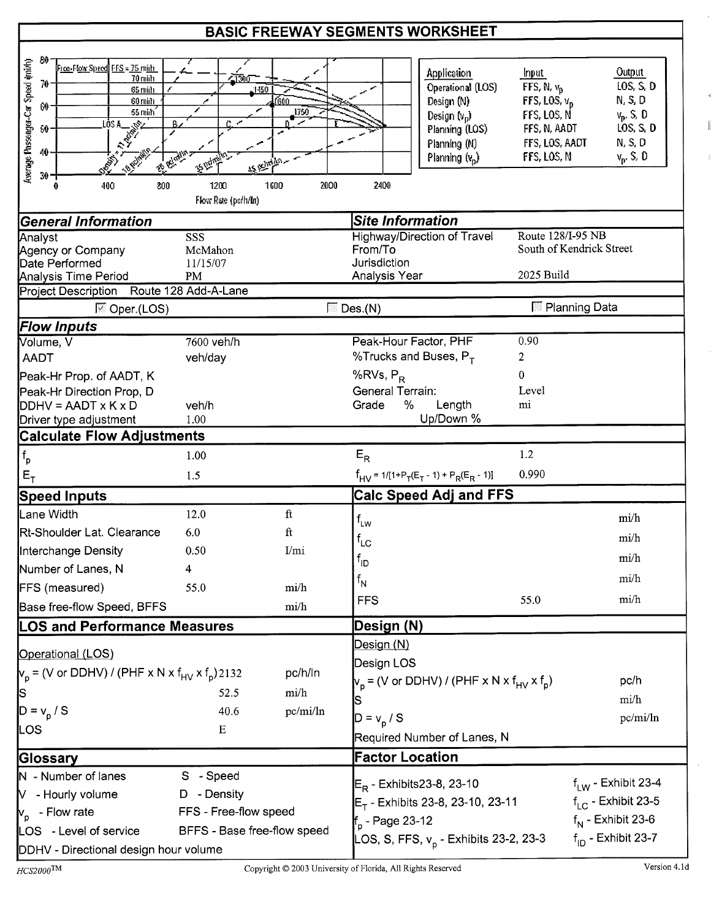# BASIC FREEWAY SEGMENTS WORKSHEET

| Application | Input | Output |
|---|---|---|
| Operational (LOS) | FFS, N, $v_p$ | LOS, S, D |
| Design (N) | FFS, LOS, $v_p$ | N, S, D |
| Design ($v_p$) | FFS, LOS, N | $v_p$, S, D |
| Planning (LOS) | FFS, N, AADT | LOS, S, D |
| Planning (N) | FFS, LOS, AADT | N, S, D |
| Planning ($v_p$) | FFS, LOS, N | $v_p$, S, D |

## General Information

| | |
|---|---|
| Analyst | SSS |
| Agency or Company | McMahon |
| Date Performed | 11/15/07 |
| Analysis Time Period | PM |

## Site Information

| | |
|---|---|
| Highway/Direction of Travel | Route 128/I-95 NB |
| From/To | South of Kendrick Street |
| Jurisdiction | |
| Analysis Year | 2025 Build |

Project Description Route 128 Add-A-Lane

☑ Oper.(LOS) ☐ Des.(N) ☐ Planning Data

## Flow Inputs

| | | | |
|---|---|---|---|
| Volume, V | 7600 veh/h | Peak-Hour Factor, PHF | 0.90 |
| AADT | veh/day | %Trucks and Buses, $P_T$ | 2 |
| Peak-Hr Prop. of AADT, K | | %RVs, $P_R$ | 0 |
| Peak-Hr Direction Prop, D | | General Terrain: | Level |
| DDHV = AADT x K x D | veh/h | Grade % Length | mi |
| Driver type adjustment | 1.00 | Up/Down % | |

## Calculate Flow Adjustments

| | | | |
|---|---|---|---|
| $f_p$ | 1.00 | $E_R$ | 1.2 |
| $E_T$ | 1.5 | $f_{HV} = 1/[1+P_T(E_T - 1) + P_R(E_R - 1)]$ | 0.990 |

## Speed Inputs

| | | |
|---|---|---|
| Lane Width | 12.0 | ft |
| Rt-Shoulder Lat. Clearance | 6.0 | ft |
| Interchange Density | 0.50 | I/mi |
| Number of Lanes, N | 4 | |
| FFS (measured) | 55.0 | mi/h |
| Base free-flow Speed, BFFS | | mi/h |

## Calc Speed Adj and FFS

| | | |
|---|---|---|
| $f_{LW}$ | | mi/h |
| $f_{LC}$ | | mi/h |
| $f_{ID}$ | | mi/h |
| $f_N$ | | mi/h |
| FFS | 55.0 | mi/h |

## LOS and Performance Measures

Operational (LOS)

| | | |
|---|---|---|
| $v_p$ = (V or DDHV) / (PHF x N x $f_{HV}$ x $f_p$) | 2132 | pc/h/ln |
| S | 52.5 | mi/h |
| D = $v_p$ / S | 40.6 | pc/mi/ln |
| LOS | E | |

## Design (N)

Design (N)

| | | |
|---|---|---|
| Design LOS | | |
| $v_p$ = (V or DDHV) / (PHF x N x $f_{HV}$ x $f_p$) | | pc/h |
| S | | mi/h |
| D = $v_p$ / S | | pc/mi/ln |
| Required Number of Lanes, N | | |

## Glossary

- N - Number of lanes
- V - Hourly volume
- $v_p$ - Flow rate
- LOS - Level of service
- DDHV - Directional design hour volume
- S - Speed
- D - Density
- FFS - Free-flow speed
- BFFS - Base free-flow speed

## Factor Location

- $E_R$ - Exhibits23-8, 23-10
- $E_T$ - Exhibits 23-8, 23-10, 23-11
- $f_p$ - Page 23-12
- LOS, S, FFS, $v_p$ - Exhibits 23-2, 23-3
- $f_{LW}$ - Exhibit 23-4
- $f_{LC}$ - Exhibit 23-5
- $f_N$ - Exhibit 23-6
- $f_{ID}$ - Exhibit 23-7

HCS2000™ Copyright © 2003 University of Florida, All Rights Reserved Version 4.1d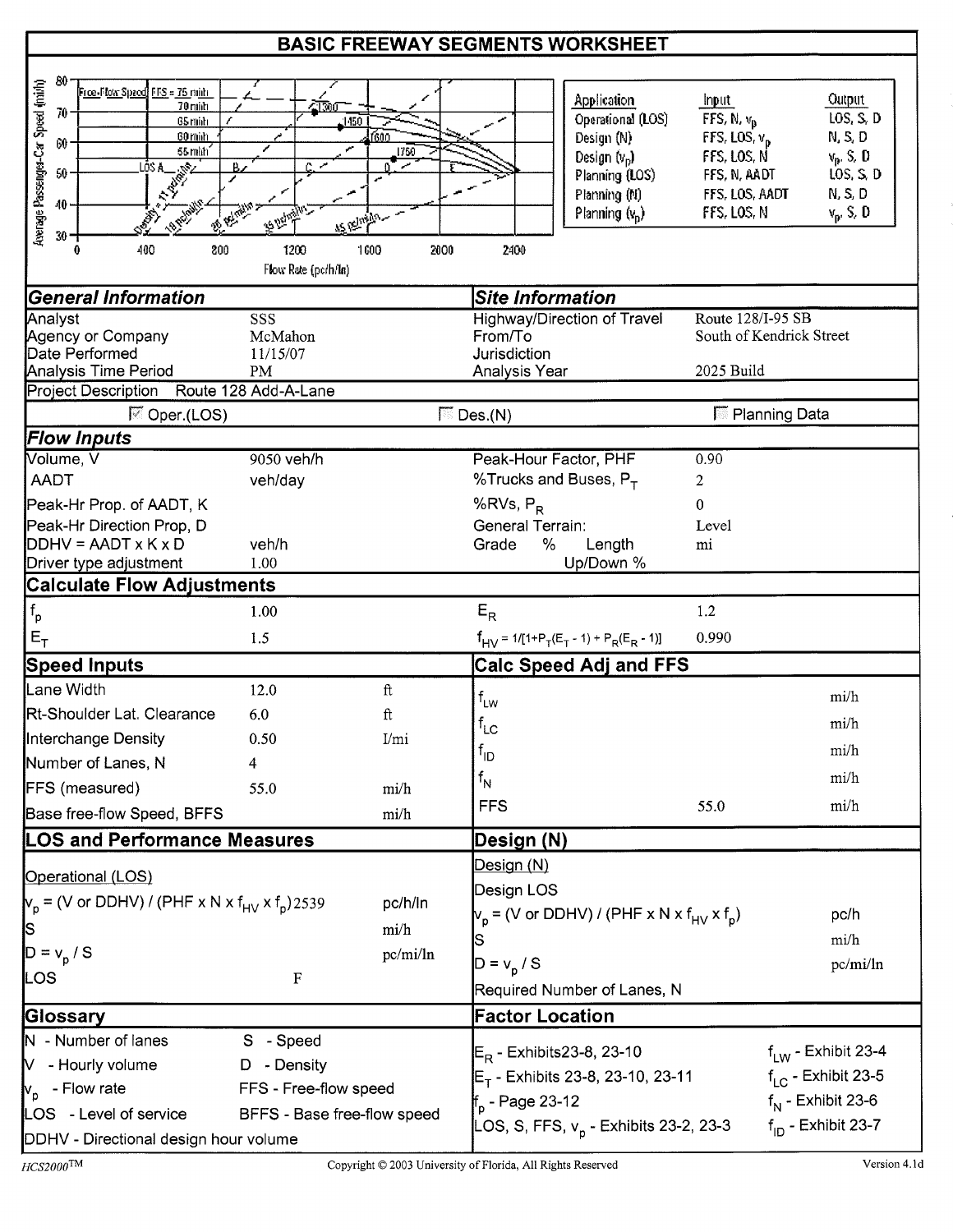# BASIC FREEWAY SEGMENTS WORKSHEET

Free-Flow Speed FFS = 75 mi/h
70 mi/h
65 mi/h
60 mi/h
55 mi/h
1300
1450
1600
1750
LOS A
B
C
D
E
Density = 11 pc/mi/ln
18 pc/mi/ln
26 pc/mi/ln
35 pc/mi/ln
45 pc/mi/ln
Average Passenger-Car Speed (mi/h)
80
70
60
50
40
30
0
400
800
1200
1600
2000
2400
Flow Rate (pc/h/ln)

| Application | Input | Output |
|---|---|---|
| Operational (LOS) | FFS, N, $v_p$ | LOS, S, D |
| Design (N) | FFS, LOS, $v_p$ | N, S, D |
| Design ($v_p$) | FFS, LOS, N | $v_p$, S, D |
| Planning (LOS) | FFS, N, AADT | LOS, S, D |
| Planning (N) | FFS, LOS, AADT | N, S, D |
| Planning ($v_p$) | FFS, LOS, N | $v_p$, S, D |

## General Information

| | |
|---|---|
| Analyst | SSS |
| Agency or Company | McMahon |
| Date Performed | 11/15/07 |
| Analysis Time Period | PM |

## Site Information

| | |
|---|---|
| Highway/Direction of Travel | Route 128/I-95 SB |
| From/To | South of Kendrick Street |
| Jurisdiction | |
| Analysis Year | 2025 Build |

Project Description Route 128 Add-A-Lane

☑ Oper.(LOS) ☐ Des.(N) ☐ Planning Data

## Flow Inputs

| | | | |
|---|---|---|---|
| Volume, V | 9050 veh/h | Peak-Hour Factor, PHF | 0.90 |
| AADT | veh/day | %Trucks and Buses, $P_T$ | 2 |
| Peak-Hr Prop. of AADT, K | | %RVs, $P_R$ | 0 |
| Peak-Hr Direction Prop, D | | General Terrain: | Level |
| DDHV = AADT x K x D | veh/h | Grade % Length | mi |
| Driver type adjustment | 1.00 | Up/Down % | |

## Calculate Flow Adjustments

| | | | |
|---|---|---|---|
| $f_p$ | 1.00 | $E_R$ | 1.2 |
| $E_T$ | 1.5 | $f_{HV} = 1/[1+P_T(E_T - 1) + P_R(E_R - 1)]$ | 0.990 |

## Speed Inputs

| | | |
|---|---|---|
| Lane Width | 12.0 | ft |
| Rt-Shoulder Lat. Clearance | 6.0 | ft |
| Interchange Density | 0.50 | I/mi |
| Number of Lanes, N | 4 | |
| FFS (measured) | 55.0 | mi/h |
| Base free-flow Speed, BFFS | | mi/h |

## Calc Speed Adj and FFS

| | | |
|---|---|---|
| $f_{LW}$ | | mi/h |
| $f_{LC}$ | | mi/h |
| $f_{ID}$ | | mi/h |
| $f_N$ | | mi/h |
| FFS | 55.0 | mi/h |

## LOS and Performance Measures

Operational (LOS)

| | | |
|---|---|---|
| $v_p$ = (V or DDHV) / (PHF x N x $f_{HV}$ x $f_p$) | 2539 | pc/h/ln |
| S | | mi/h |
| D = $v_p$ / S | | pc/mi/ln |
| LOS | F | |

## Design (N)

Design (N)

| | |
|---|---|
| Design LOS | |
| $v_p$ = (V or DDHV) / (PHF x N x $f_{HV}$ x $f_p$) | pc/h |
| S | mi/h |
| D = $v_p$ / S | pc/mi/ln |
| Required Number of Lanes, N | |

## Glossary

| | |
|---|---|
| N - Number of lanes | S - Speed |
| V - Hourly volume | D - Density |
| $v_p$ - Flow rate | FFS - Free-flow speed |
| LOS - Level of service | BFFS - Base free-flow speed |
| DDHV - Directional design hour volume | |

## Factor Location

| | |
|---|---|
| $E_R$ - Exhibits 23-8, 23-10 | $f_{LW}$ - Exhibit 23-4 |
| $E_T$ - Exhibits 23-8, 23-10, 23-11 | $f_{LC}$ - Exhibit 23-5 |
| $f_p$ - Page 23-12 | $f_N$ - Exhibit 23-6 |
| LOS, S, FFS, $v_p$ - Exhibits 23-2, 23-3 | $f_{ID}$ - Exhibit 23-7 |

HCS2000™ Copyright © 2003 University of Florida, All Rights Reserved Version 4.1d